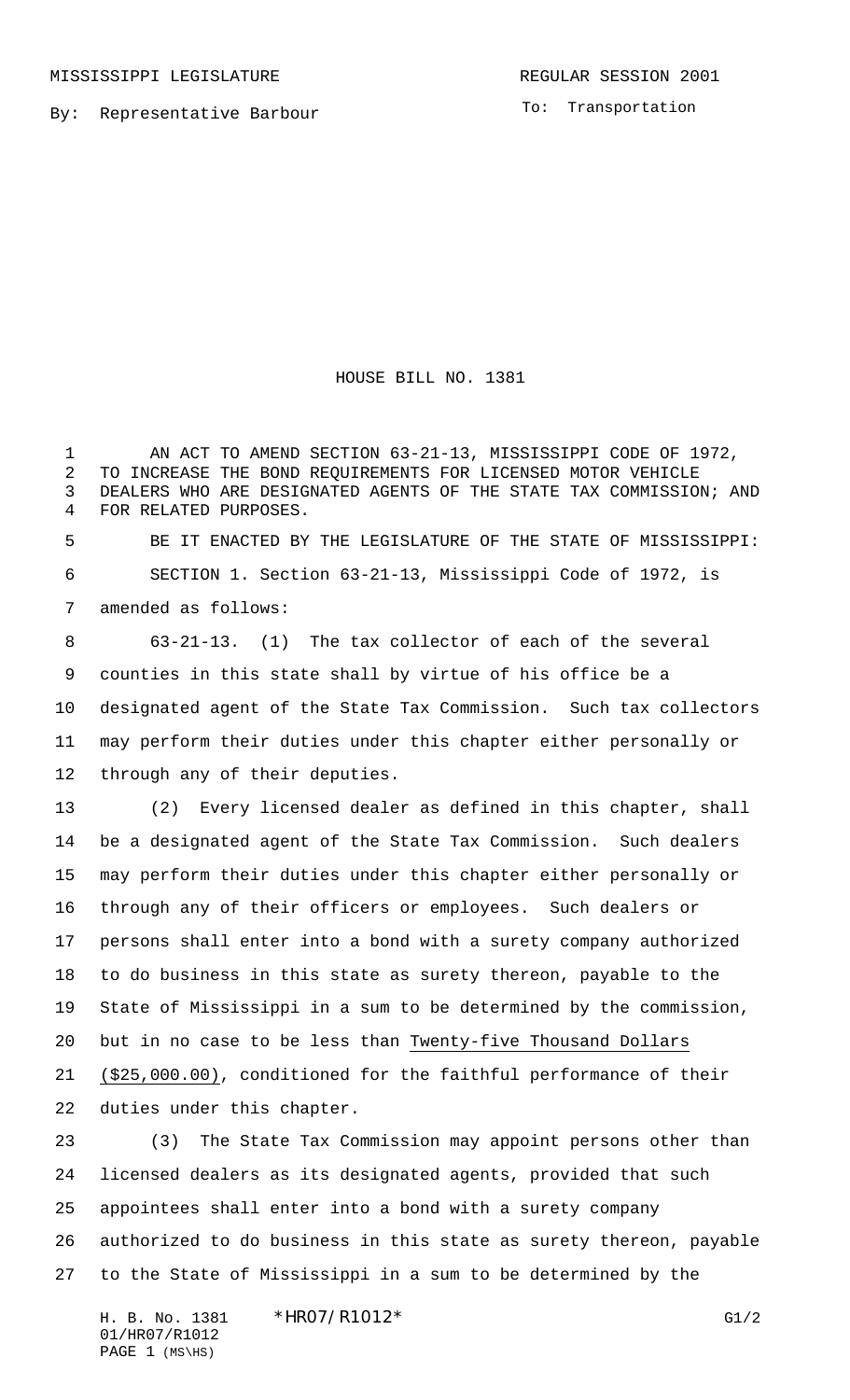MISSISSIPPI LEGISLATURE REGULAR SESSION 2001

By: Representative Barbour

To: Transportation

# HOUSE BILL NO. 1381

AN ACT TO AMEND SECTION 63-21-13, MISSISSIPPI CODE OF 1972, TO INCREASE THE BOND REQUIREMENTS FOR LICENSED MOTOR VEHICLE DEALERS WHO ARE DESIGNATED AGENTS OF THE STATE TAX COMMISSION; AND FOR RELATED PURPOSES.

BE IT ENACTED BY THE LEGISLATURE OF THE STATE OF MISSISSIPPI:

SECTION 1. Section 63-21-13, Mississippi Code of 1972, is amended as follows:

63-21-13. (1) The tax collector of each of the several counties in this state shall by virtue of his office be a designated agent of the State Tax Commission. Such tax collectors may perform their duties under this chapter either personally or through any of their deputies.

(2) Every licensed dealer as defined in this chapter, shall be a designated agent of the State Tax Commission. Such dealers may perform their duties under this chapter either personally or through any of their officers or employees. Such dealers or persons shall enter into a bond with a surety company authorized to do business in this state as surety thereon, payable to the State of Mississippi in a sum to be determined by the commission, but in no case to be less than <u>Twenty-five Thousand Dollars ($25,000.00)</u>, conditioned for the faithful performance of their duties under this chapter.

(3) The State Tax Commission may appoint persons other than licensed dealers as its designated agents, provided that such appointees shall enter into a bond with a surety company authorized to do business in this state as surety thereon, payable to the State of Mississippi in a sum to be determined by the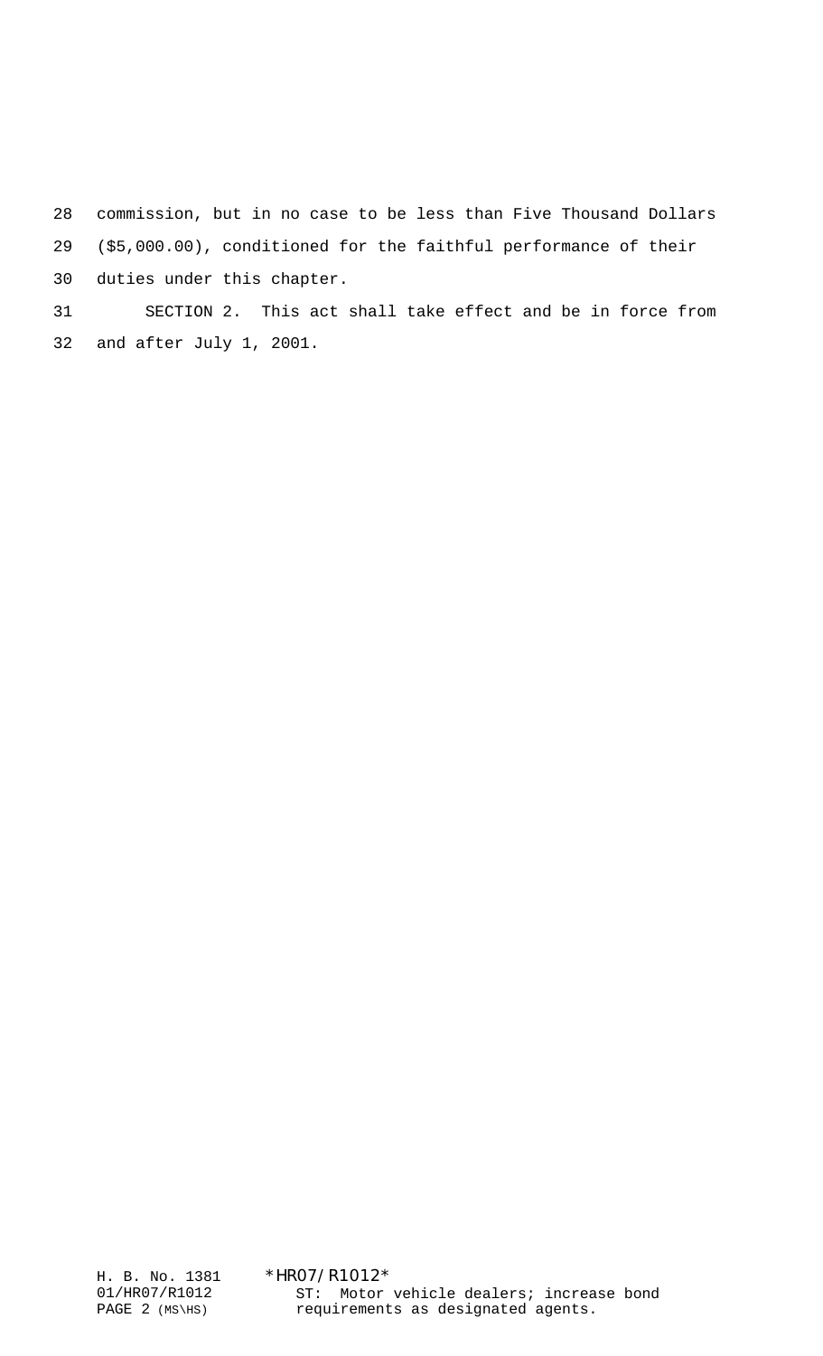commission, but in no case to be less than Five Thousand Dollars ($5,000.00), conditioned for the faithful performance of their duties under this chapter.

SECTION 2. This act shall take effect and be in force from and after July 1, 2001.